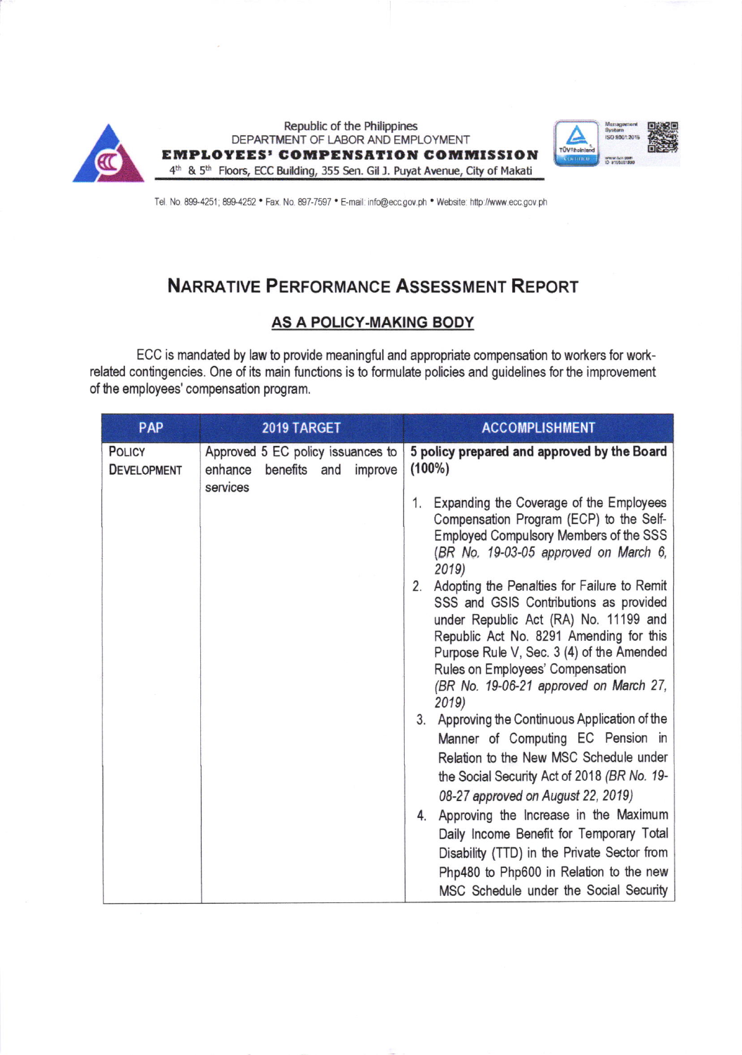Republic of the Philippines
DEPARTMENT OF LABOR AND EMPLOYMENT
**EMPLOYEES' COMPENSATION COMMISSION**
4th & 5th Floors, ECC Building, 355 Sen. Gil J. Puyat Avenue, City of Makati

Tel. No. 899-4251; 899-4252 • Fax. No. 897-7597 • E-mail: info@ecc.gov.ph • Website: http://www.ecc.gov.ph

# NARRATIVE PERFORMANCE ASSESSMENT REPORT

## AS A POLICY-MAKING BODY

ECC is mandated by law to provide meaningful and appropriate compensation to workers for work-related contingencies. One of its main functions is to formulate policies and guidelines for the improvement of the employees' compensation program.

| PAP | 2019 TARGET | ACCOMPLISHMENT |
|---|---|---|
| POLICY DEVELOPMENT | Approved 5 EC policy issuances to enhance benefits and improve services | **5 policy prepared and approved by the Board (100%)**<br><br>1. Expanding the Coverage of the Employees Compensation Program (ECP) to the Self-Employed Compulsory Members of the SSS *(BR No. 19-03-05 approved on March 6, 2019)*<br>2. Adopting the Penalties for Failure to Remit SSS and GSIS Contributions as provided under Republic Act (RA) No. 11199 and Republic Act No. 8291 Amending for this Purpose Rule V, Sec. 3 (4) of the Amended Rules on Employees' Compensation *(BR No. 19-06-21 approved on March 27, 2019)*<br>3. Approving the Continuous Application of the Manner of Computing EC Pension in Relation to the New MSC Schedule under the Social Security Act of 2018 *(BR No. 19-08-27 approved on August 22, 2019)*<br>4. Approving the Increase in the Maximum Daily Income Benefit for Temporary Total Disability (TTD) in the Private Sector from Php480 to Php600 in Relation to the new MSC Schedule under the Social Security |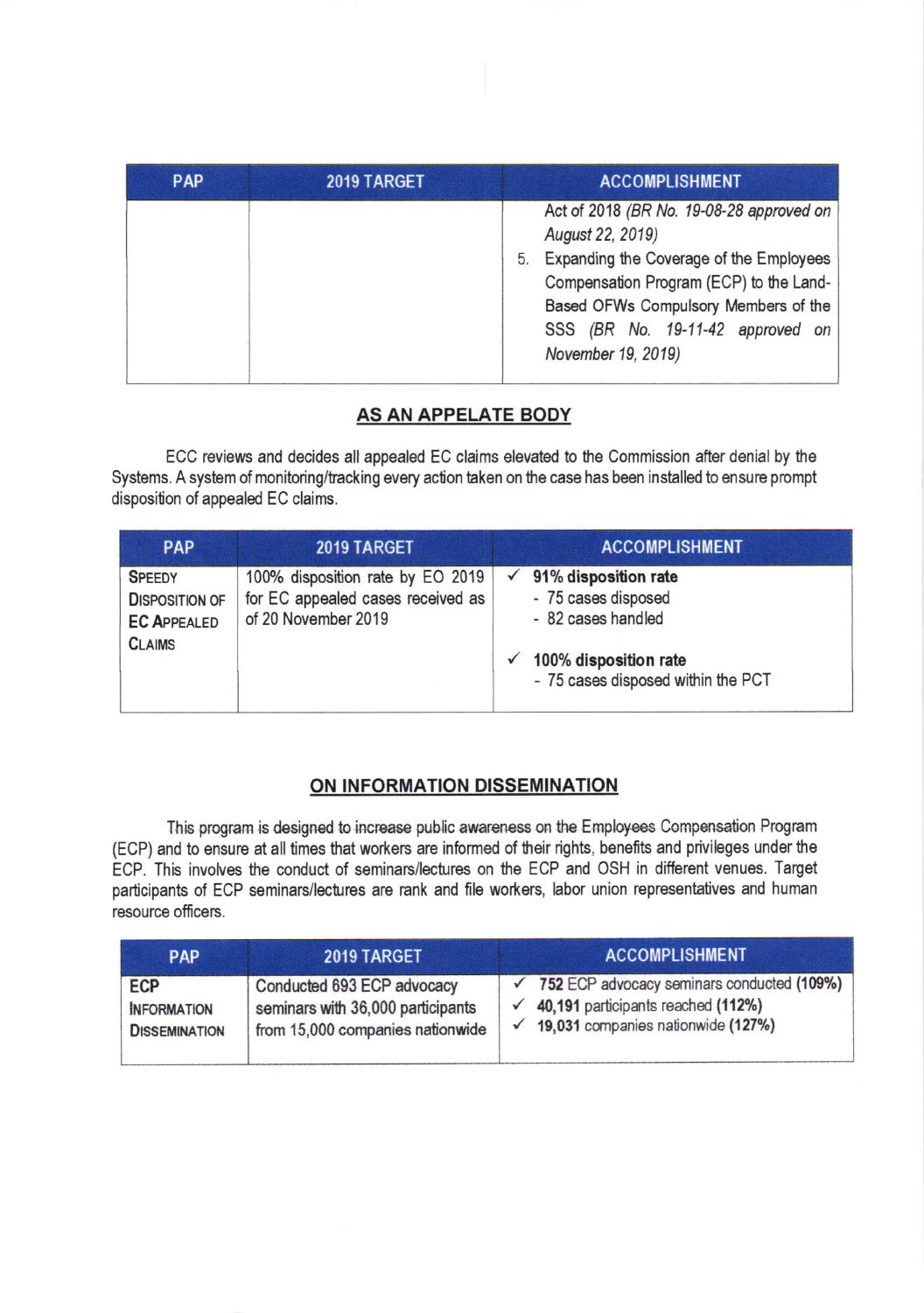| PAP | 2019 TARGET | ACCOMPLISHMENT |
|---|---|---|
| | | Act of 2018 *(BR No. 19-08-28 approved on August 22, 2019)*<br>5. Expanding the Coverage of the Employees Compensation Program (ECP) to the Land-Based OFWs Compulsory Members of the SSS *(BR No. 19-11-42 approved on November 19, 2019)* |

## AS AN APPELATE BODY

ECC reviews and decides all appealed EC claims elevated to the Commission after denial by the Systems. A system of monitoring/tracking every action taken on the case has been installed to ensure prompt disposition of appealed EC claims.

| PAP | 2019 TARGET | ACCOMPLISHMENT |
|---|---|---|
| SPEEDY DISPOSITION OF EC APPEALED CLAIMS | 100% disposition rate by EO 2019 for EC appealed cases received as of 20 November 2019 | ✓ **91% disposition rate**<br>- 75 cases disposed<br>- 82 cases handled<br>✓ **100% disposition rate**<br>- 75 cases disposed within the PCT |

## ON INFORMATION DISSEMINATION

This program is designed to increase public awareness on the Employees Compensation Program (ECP) and to ensure at all times that workers are informed of their rights, benefits and privileges under the ECP. This involves the conduct of seminars/lectures on the ECP and OSH in different venues. Target participants of ECP seminars/lectures are rank and file workers, labor union representatives and human resource officers.

| PAP | 2019 TARGET | ACCOMPLISHMENT |
|---|---|---|
| ECP INFORMATION DISSEMINATION | Conducted 693 ECP advocacy seminars with 36,000 participants from 15,000 companies nationwide | ✓ **752** ECP advocacy seminars conducted **(109%)**<br>✓ **40,191** participants reached **(112%)**<br>✓ **19,031** companies nationwide **(127%)** |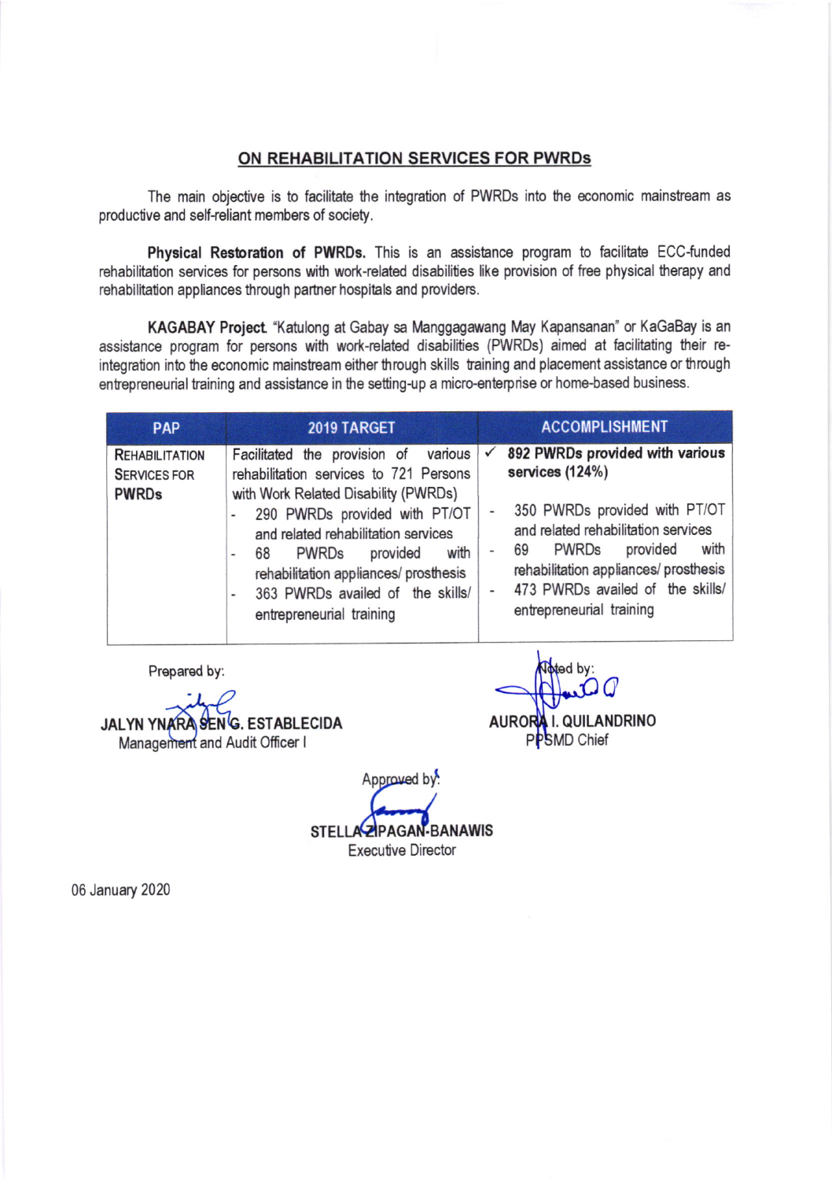## ON REHABILITATION SERVICES FOR PWRDs

The main objective is to facilitate the integration of PWRDs into the economic mainstream as productive and self-reliant members of society.

**Physical Restoration of PWRDs.** This is an assistance program to facilitate ECC-funded rehabilitation services for persons with work-related disabilities like provision of free physical therapy and rehabilitation appliances through partner hospitals and providers.

**KAGABAY Project**. "Katulong at Gabay sa Manggagawang May Kapansanan" or KaGaBay is an assistance program for persons with work-related disabilities (PWRDs) aimed at facilitating their re-integration into the economic mainstream either through skills training and placement assistance or through entrepreneurial training and assistance in the setting-up a micro-enterprise or home-based business.

| PAP | 2019 TARGET | ACCOMPLISHMENT |
|---|---|---|
| **REHABILITATION SERVICES FOR PWRDs** | Facilitated the provision of various rehabilitation services to 721 Persons with Work Related Disability (PWRDs)<br>- 290 PWRDs provided with PT/OT and related rehabilitation services<br>- 68 PWRDs provided with rehabilitation appliances/ prosthesis<br>- 363 PWRDs availed of the skills/ entrepreneurial training | ✓ **892 PWRDs provided with various services (124%)**<br>- 350 PWRDs provided with PT/OT and related rehabilitation services<br>- 69 PWRDs provided with rehabilitation appliances/ prosthesis<br>- 473 PWRDs availed of the skills/ entrepreneurial training |

Prepared by:

**JALYN YNARA SEN G. ESTABLECIDA**
Management and Audit Officer I

Noted by:

**AURORA I. QUILANDRINO**
PPSMD Chief

Approved by:

**STELLA ZIPAGAN-BANAWIS**
Executive Director

06 January 2020